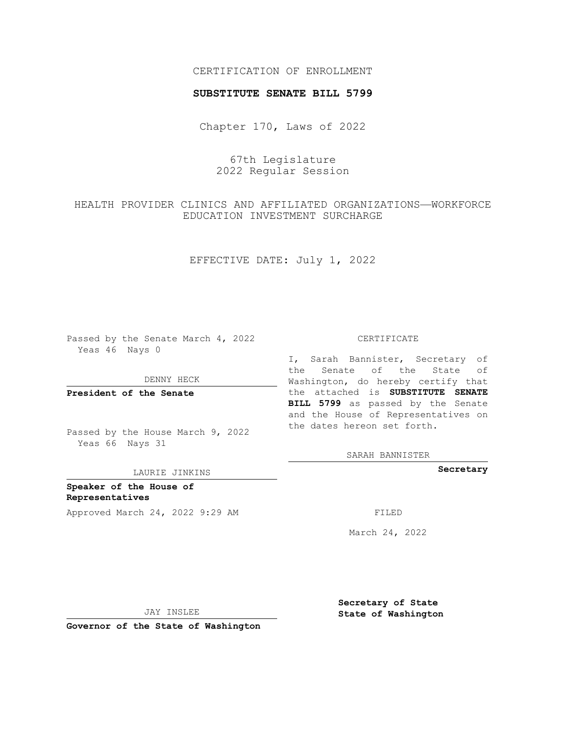CERTIFICATION OF ENROLLMENT

**SUBSTITUTE SENATE BILL 5799**

Chapter 170, Laws of 2022

67th Legislature
2022 Regular Session

HEALTH PROVIDER CLINICS AND AFFILIATED ORGANIZATIONS—WORKFORCE EDUCATION INVESTMENT SURCHARGE

EFFECTIVE DATE: July 1, 2022

Passed by the Senate March 4, 2022
Yeas 46 Nays 0

DENNY HECK

**President of the Senate**

Passed by the House March 9, 2022
Yeas 66 Nays 31

LAURIE JINKINS

**Speaker of the House of Representatives**

Approved March 24, 2022 9:29 AM

JAY INSLEE

**Governor of the State of Washington**

CERTIFICATE

I, Sarah Bannister, Secretary of the Senate of the State of Washington, do hereby certify that the attached is **SUBSTITUTE SENATE BILL 5799** as passed by the Senate and the House of Representatives on the dates hereon set forth.

SARAH BANNISTER

**Secretary**

FILED

March 24, 2022

**Secretary of State**
**State of Washington**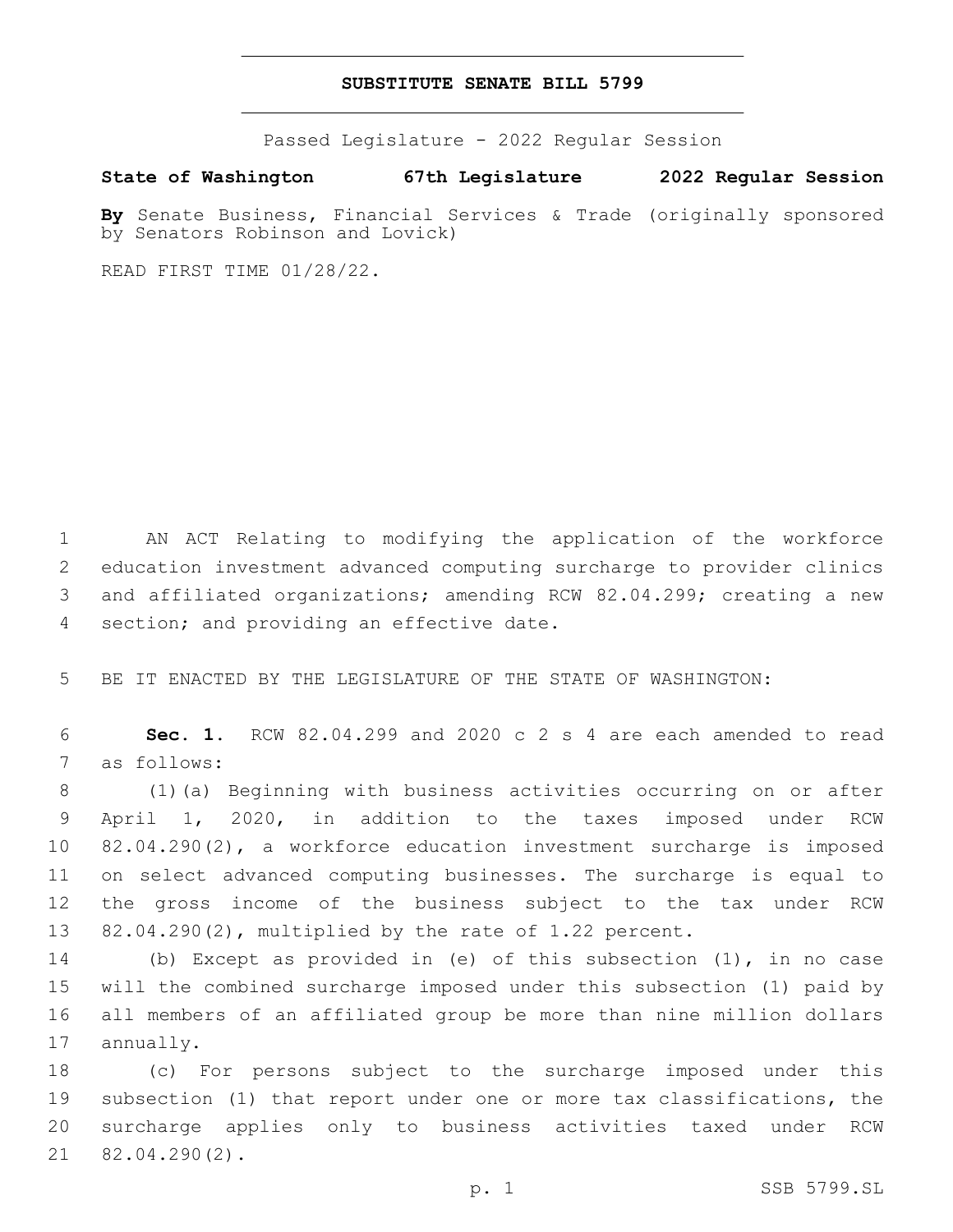# SUBSTITUTE SENATE BILL 5799

Passed Legislature - 2022 Regular Session

**State of Washington 67th Legislature 2022 Regular Session**

**By** Senate Business, Financial Services & Trade (originally sponsored by Senators Robinson and Lovick)

READ FIRST TIME 01/28/22.

AN ACT Relating to modifying the application of the workforce education investment advanced computing surcharge to provider clinics and affiliated organizations; amending RCW 82.04.299; creating a new section; and providing an effective date.

BE IT ENACTED BY THE LEGISLATURE OF THE STATE OF WASHINGTON:

**Sec. 1.** RCW 82.04.299 and 2020 c 2 s 4 are each amended to read as follows:

(1)(a) Beginning with business activities occurring on or after April 1, 2020, in addition to the taxes imposed under RCW 82.04.290(2), a workforce education investment surcharge is imposed on select advanced computing businesses. The surcharge is equal to the gross income of the business subject to the tax under RCW 82.04.290(2), multiplied by the rate of 1.22 percent.

(b) Except as provided in (e) of this subsection (1), in no case will the combined surcharge imposed under this subsection (1) paid by all members of an affiliated group be more than nine million dollars annually.

(c) For persons subject to the surcharge imposed under this subsection (1) that report under one or more tax classifications, the surcharge applies only to business activities taxed under RCW 82.04.290(2).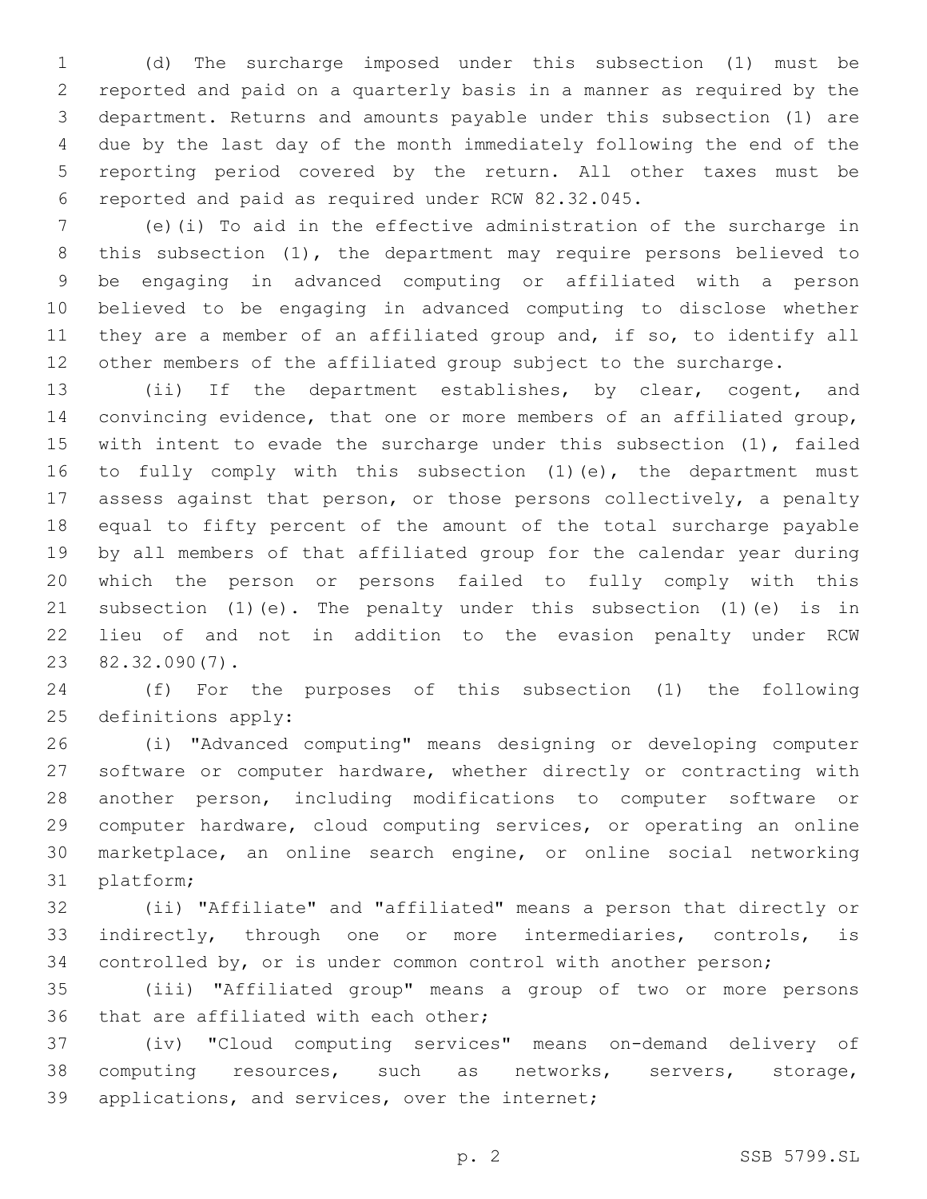(d) The surcharge imposed under this subsection (1) must be reported and paid on a quarterly basis in a manner as required by the department. Returns and amounts payable under this subsection (1) are due by the last day of the month immediately following the end of the reporting period covered by the return. All other taxes must be reported and paid as required under RCW 82.32.045.

(e)(i) To aid in the effective administration of the surcharge in this subsection (1), the department may require persons believed to be engaging in advanced computing or affiliated with a person believed to be engaging in advanced computing to disclose whether they are a member of an affiliated group and, if so, to identify all other members of the affiliated group subject to the surcharge.

(ii) If the department establishes, by clear, cogent, and convincing evidence, that one or more members of an affiliated group, with intent to evade the surcharge under this subsection (1), failed to fully comply with this subsection (1)(e), the department must assess against that person, or those persons collectively, a penalty equal to fifty percent of the amount of the total surcharge payable by all members of that affiliated group for the calendar year during which the person or persons failed to fully comply with this subsection (1)(e). The penalty under this subsection (1)(e) is in lieu of and not in addition to the evasion penalty under RCW 82.32.090(7).

(f) For the purposes of this subsection (1) the following definitions apply:

(i) "Advanced computing" means designing or developing computer software or computer hardware, whether directly or contracting with another person, including modifications to computer software or computer hardware, cloud computing services, or operating an online marketplace, an online search engine, or online social networking platform;

(ii) "Affiliate" and "affiliated" means a person that directly or indirectly, through one or more intermediaries, controls, is controlled by, or is under common control with another person;

(iii) "Affiliated group" means a group of two or more persons that are affiliated with each other;

(iv) "Cloud computing services" means on-demand delivery of computing resources, such as networks, servers, storage, applications, and services, over the internet;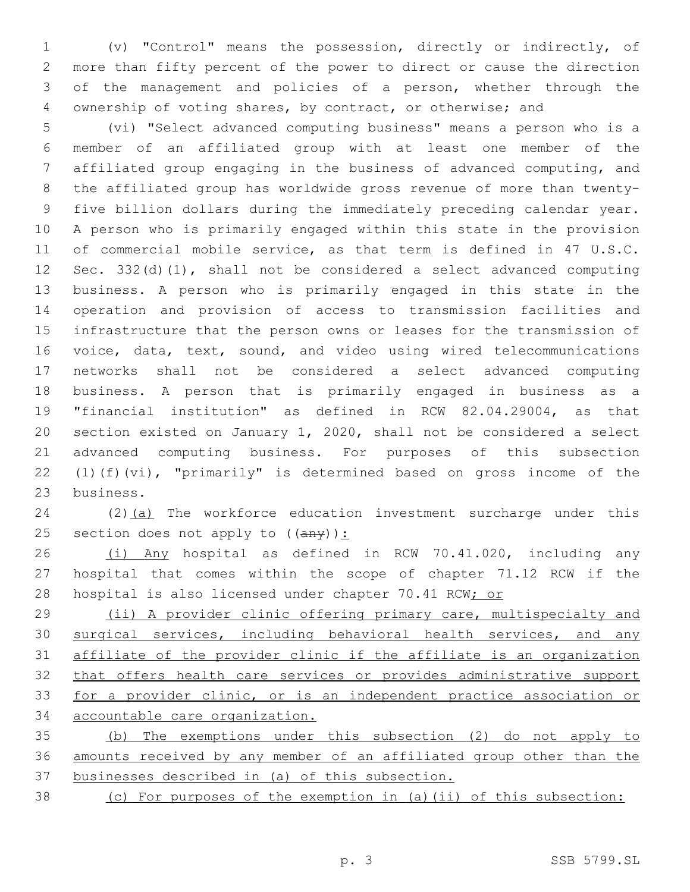(v) "Control" means the possession, directly or indirectly, of more than fifty percent of the power to direct or cause the direction of the management and policies of a person, whether through the ownership of voting shares, by contract, or otherwise; and

(vi) "Select advanced computing business" means a person who is a member of an affiliated group with at least one member of the affiliated group engaging in the business of advanced computing, and the affiliated group has worldwide gross revenue of more than twenty-five billion dollars during the immediately preceding calendar year. A person who is primarily engaged within this state in the provision of commercial mobile service, as that term is defined in 47 U.S.C. Sec. 332(d)(1), shall not be considered a select advanced computing business. A person who is primarily engaged in this state in the operation and provision of access to transmission facilities and infrastructure that the person owns or leases for the transmission of voice, data, text, sound, and video using wired telecommunications networks shall not be considered a select advanced computing business. A person that is primarily engaged in business as a "financial institution" as defined in RCW 82.04.29004, as that section existed on January 1, 2020, shall not be considered a select advanced computing business. For purposes of this subsection (1)(f)(vi), "primarily" is determined based on gross income of the business.

(2)(a) The workforce education investment surcharge under this section does not apply to ((any)):

(i) Any hospital as defined in RCW 70.41.020, including any hospital that comes within the scope of chapter 71.12 RCW if the hospital is also licensed under chapter 70.41 RCW; or

(ii) A provider clinic offering primary care, multispecialty and surgical services, including behavioral health services, and any affiliate of the provider clinic if the affiliate is an organization that offers health care services or provides administrative support for a provider clinic, or is an independent practice association or accountable care organization.

(b) The exemptions under this subsection (2) do not apply to amounts received by any member of an affiliated group other than the businesses described in (a) of this subsection.

(c) For purposes of the exemption in (a)(ii) of this subsection: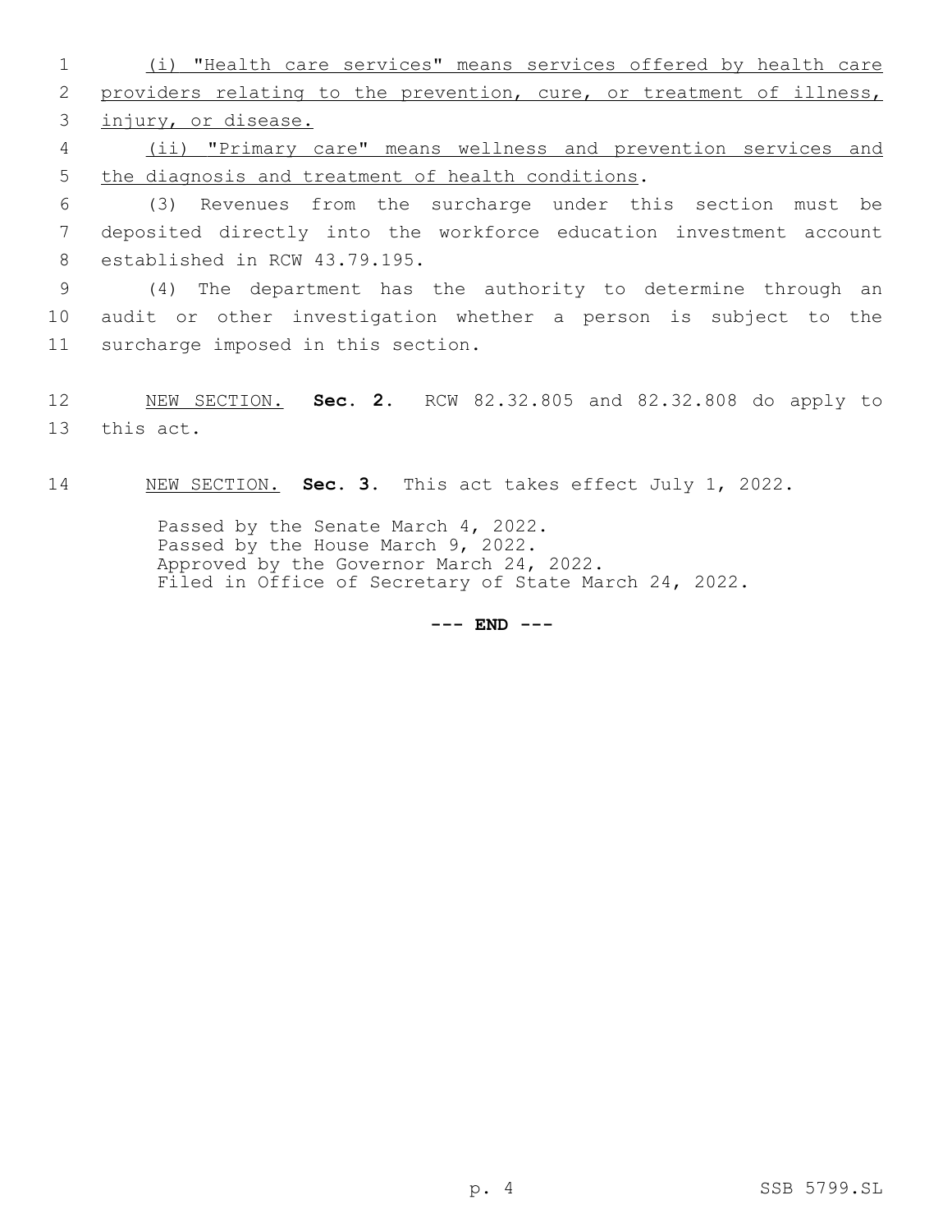(i) "Health care services" means services offered by health care providers relating to the prevention, cure, or treatment of illness, injury, or disease.

(ii) "Primary care" means wellness and prevention services and the diagnosis and treatment of health conditions.

(3) Revenues from the surcharge under this section must be deposited directly into the workforce education investment account established in RCW 43.79.195.

(4) The department has the authority to determine through an audit or other investigation whether a person is subject to the surcharge imposed in this section.

NEW SECTION. **Sec. 2.** RCW 82.32.805 and 82.32.808 do apply to this act.

NEW SECTION. **Sec. 3.** This act takes effect July 1, 2022.

Passed by the Senate March 4, 2022.
Passed by the House March 9, 2022.
Approved by the Governor March 24, 2022.
Filed in Office of Secretary of State March 24, 2022.

**--- END ---**